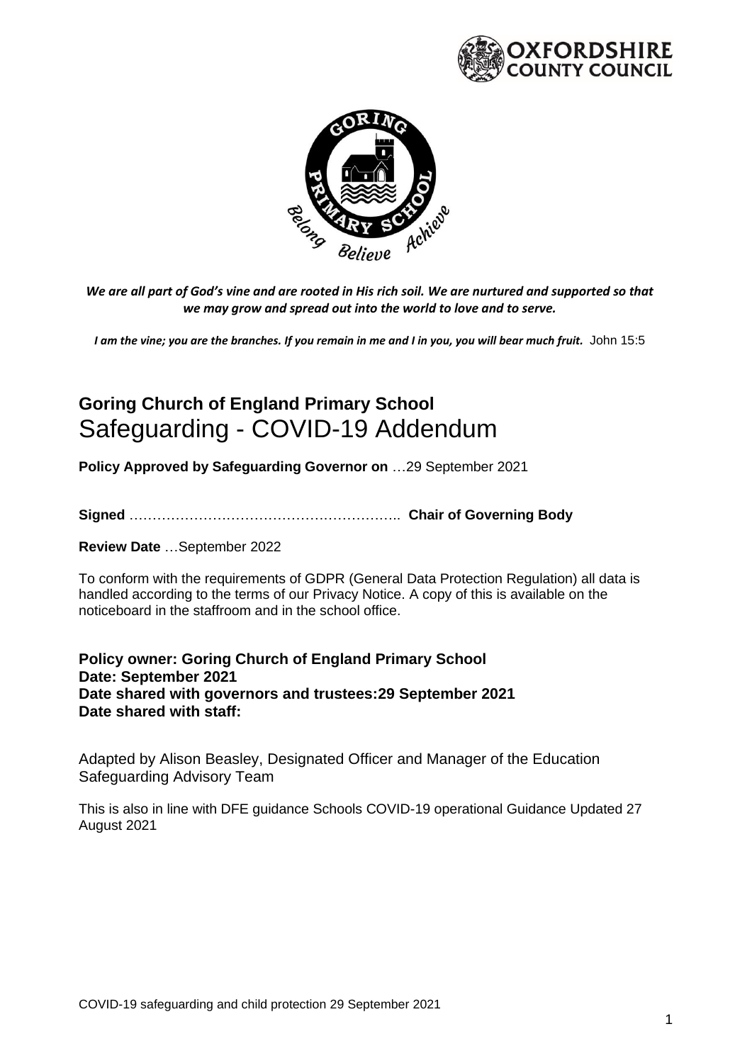*We are all part of God's vine and are rooted in His rich soil. We are nurtured and supported so that we may grow and spread out into the world to love and to serve.*

***I am the vine; you are the branches. If you remain in me and I in you, you will bear much fruit.*** John 15:5

# Goring Church of England Primary School
# Safeguarding - COVID-19 Addendum

**Policy Approved by Safeguarding Governor on** …29 September 2021

**Signed** ………………………………………………….. **Chair of Governing Body**

**Review Date** …September 2022

To conform with the requirements of GDPR (General Data Protection Regulation) all data is handled according to the terms of our Privacy Notice. A copy of this is available on the noticeboard in the staffroom and in the school office.

**Policy owner: Goring Church of England Primary School**
**Date: September 2021**
**Date shared with governors and trustees:29 September 2021**
**Date shared with staff:**

Adapted by Alison Beasley, Designated Officer and Manager of the Education Safeguarding Advisory Team

This is also in line with DFE guidance Schools COVID-19 operational Guidance Updated 27 August 2021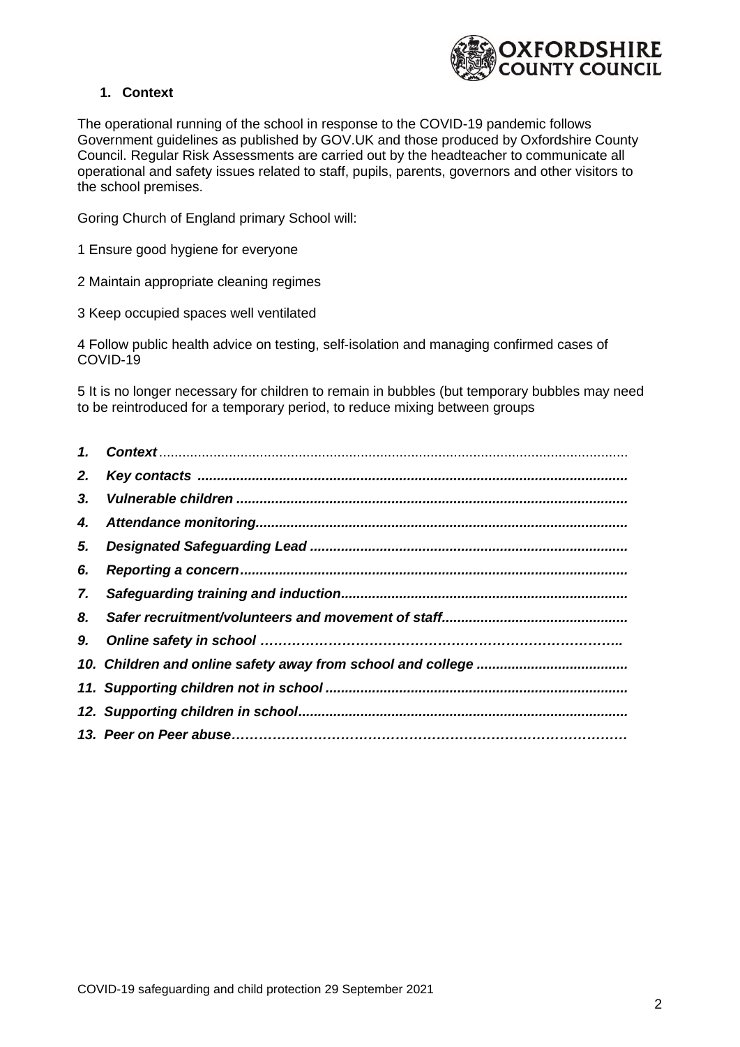## 1. Context

The operational running of the school in response to the COVID-19 pandemic follows Government guidelines as published by GOV.UK and those produced by Oxfordshire County Council. Regular Risk Assessments are carried out by the headteacher to communicate all operational and safety issues related to staff, pupils, parents, governors and other visitors to the school premises.

Goring Church of England primary School will:

1 Ensure good hygiene for everyone

2 Maintain appropriate cleaning regimes

3 Keep occupied spaces well ventilated

4 Follow public health advice on testing, self-isolation and managing confirmed cases of COVID-19

5 It is no longer necessary for children to remain in bubbles (but temporary bubbles may need to be reintroduced for a temporary period, to reduce mixing between groups

1. ***Context***
2. ***Key contacts***
3. ***Vulnerable children***
4. ***Attendance monitoring***
5. ***Designated Safeguarding Lead***
6. ***Reporting a concern***
7. ***Safeguarding training and induction***
8. ***Safer recruitment/volunteers and movement of staff***
9. ***Online safety in school***
10. ***Children and online safety away from school and college***
11. ***Supporting children not in school***
12. ***Supporting children in school***
13. ***Peer on Peer abuse***

COVID-19 safeguarding and child protection 29 September 2021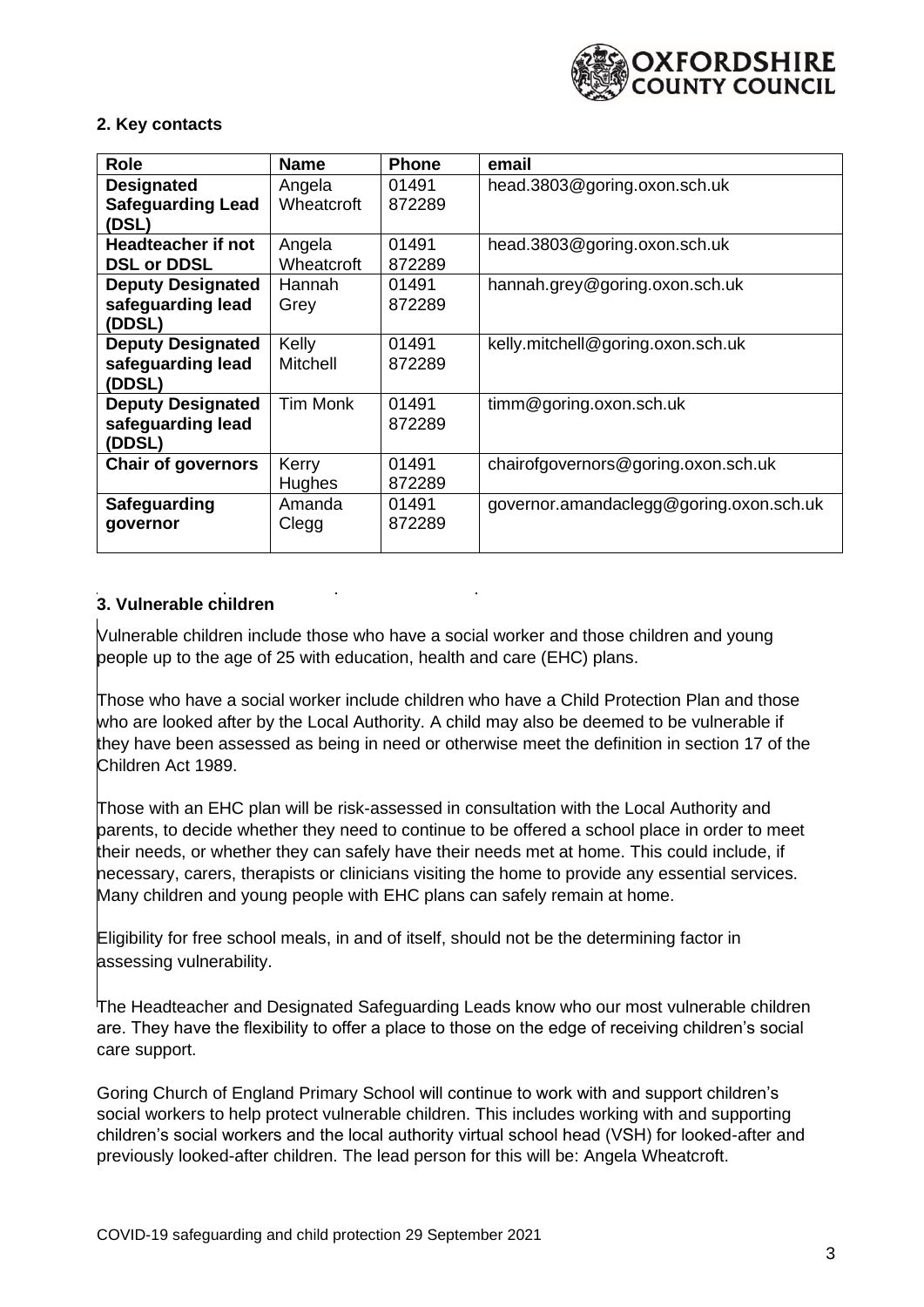## 2. Key contacts

| Role | Name | Phone | email |
| --- | --- | --- | --- |
| **Designated Safeguarding Lead (DSL)** | Angela Wheatcroft | 01491 872289 | head.3803@goring.oxon.sch.uk |
| **Headteacher if not DSL or DDSL** | Angela Wheatcroft | 01491 872289 | head.3803@goring.oxon.sch.uk |
| **Deputy Designated safeguarding lead (DDSL)** | Hannah Grey | 01491 872289 | hannah.grey@goring.oxon.sch.uk |
| **Deputy Designated safeguarding lead (DDSL)** | Kelly Mitchell | 01491 872289 | kelly.mitchell@goring.oxon.sch.uk |
| **Deputy Designated safeguarding lead (DDSL)** | Tim Monk | 01491 872289 | timm@goring.oxon.sch.uk |
| **Chair of governors** | Kerry Hughes | 01491 872289 | chairofgovernors@goring.oxon.sch.uk |
| **Safeguarding governor** | Amanda Clegg | 01491 872289 | governor.amandaclegg@goring.oxon.sch.uk |

## 3. Vulnerable children

Vulnerable children include those who have a social worker and those children and young people up to the age of 25 with education, health and care (EHC) plans.

Those who have a social worker include children who have a Child Protection Plan and those who are looked after by the Local Authority. A child may also be deemed to be vulnerable if they have been assessed as being in need or otherwise meet the definition in section 17 of the Children Act 1989.

Those with an EHC plan will be risk-assessed in consultation with the Local Authority and parents, to decide whether they need to continue to be offered a school place in order to meet their needs, or whether they can safely have their needs met at home. This could include, if necessary, carers, therapists or clinicians visiting the home to provide any essential services. Many children and young people with EHC plans can safely remain at home.

Eligibility for free school meals, in and of itself, should not be the determining factor in assessing vulnerability.

The Headteacher and Designated Safeguarding Leads know who our most vulnerable children are. They have the flexibility to offer a place to those on the edge of receiving children's social care support.

Goring Church of England Primary School will continue to work with and support children's social workers to help protect vulnerable children. This includes working with and supporting children's social workers and the local authority virtual school head (VSH) for looked-after and previously looked-after children. The lead person for this will be: Angela Wheatcroft.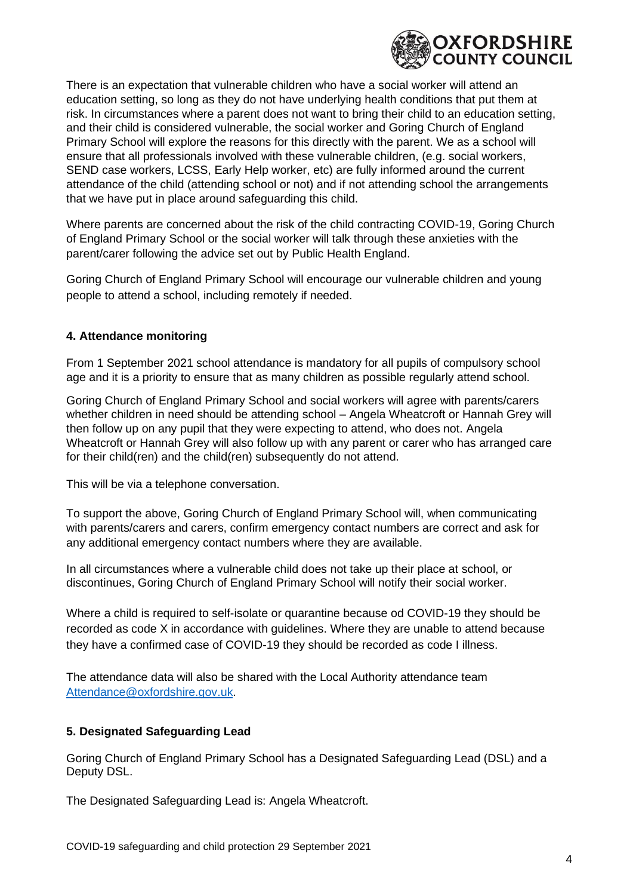There is an expectation that vulnerable children who have a social worker will attend an education setting, so long as they do not have underlying health conditions that put them at risk. In circumstances where a parent does not want to bring their child to an education setting, and their child is considered vulnerable, the social worker and Goring Church of England Primary School will explore the reasons for this directly with the parent. We as a school will ensure that all professionals involved with these vulnerable children, (e.g. social workers, SEND case workers, LCSS, Early Help worker, etc) are fully informed around the current attendance of the child (attending school or not) and if not attending school the arrangements that we have put in place around safeguarding this child.

Where parents are concerned about the risk of the child contracting COVID-19, Goring Church of England Primary School or the social worker will talk through these anxieties with the parent/carer following the advice set out by Public Health England.

Goring Church of England Primary School will encourage our vulnerable children and young people to attend a school, including remotely if needed.

### 4. Attendance monitoring

From 1 September 2021 school attendance is mandatory for all pupils of compulsory school age and it is a priority to ensure that as many children as possible regularly attend school.

Goring Church of England Primary School and social workers will agree with parents/carers whether children in need should be attending school – Angela Wheatcroft or Hannah Grey will then follow up on any pupil that they were expecting to attend, who does not. Angela Wheatcroft or Hannah Grey will also follow up with any parent or carer who has arranged care for their child(ren) and the child(ren) subsequently do not attend.

This will be via a telephone conversation.

To support the above, Goring Church of England Primary School will, when communicating with parents/carers and carers, confirm emergency contact numbers are correct and ask for any additional emergency contact numbers where they are available.

In all circumstances where a vulnerable child does not take up their place at school, or discontinues, Goring Church of England Primary School will notify their social worker.

Where a child is required to self-isolate or quarantine because od COVID-19 they should be recorded as code X in accordance with guidelines. Where they are unable to attend because they have a confirmed case of COVID-19 they should be recorded as code I illness.

The attendance data will also be shared with the Local Authority attendance team [Attendance@oxfordshire.gov.uk](mailto:Attendance@oxfordshire.gov.uk).

### 5. Designated Safeguarding Lead

Goring Church of England Primary School has a Designated Safeguarding Lead (DSL) and a Deputy DSL.

The Designated Safeguarding Lead is: Angela Wheatcroft.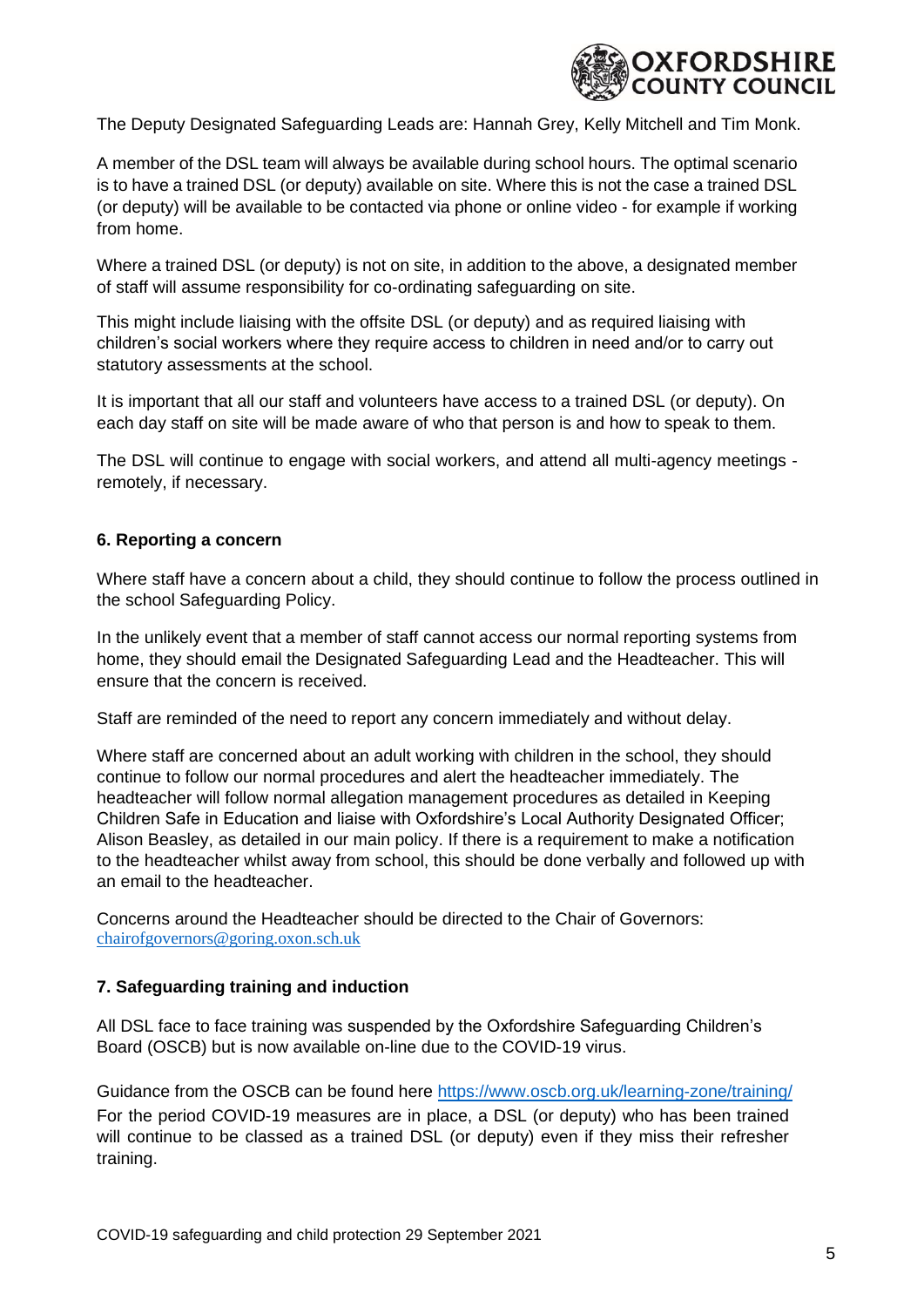The Deputy Designated Safeguarding Leads are: Hannah Grey, Kelly Mitchell and Tim Monk.

A member of the DSL team will always be available during school hours. The optimal scenario is to have a trained DSL (or deputy) available on site. Where this is not the case a trained DSL (or deputy) will be available to be contacted via phone or online video - for example if working from home.

Where a trained DSL (or deputy) is not on site, in addition to the above, a designated member of staff will assume responsibility for co-ordinating safeguarding on site.

This might include liaising with the offsite DSL (or deputy) and as required liaising with children's social workers where they require access to children in need and/or to carry out statutory assessments at the school.

It is important that all our staff and volunteers have access to a trained DSL (or deputy). On each day staff on site will be made aware of who that person is and how to speak to them.

The DSL will continue to engage with social workers, and attend all multi-agency meetings - remotely, if necessary.

### 6. Reporting a concern

Where staff have a concern about a child, they should continue to follow the process outlined in the school Safeguarding Policy.

In the unlikely event that a member of staff cannot access our normal reporting systems from home, they should email the Designated Safeguarding Lead and the Headteacher. This will ensure that the concern is received.

Staff are reminded of the need to report any concern immediately and without delay.

Where staff are concerned about an adult working with children in the school, they should continue to follow our normal procedures and alert the headteacher immediately. The headteacher will follow normal allegation management procedures as detailed in Keeping Children Safe in Education and liaise with Oxfordshire's Local Authority Designated Officer; Alison Beasley, as detailed in our main policy. If there is a requirement to make a notification to the headteacher whilst away from school, this should be done verbally and followed up with an email to the headteacher.

Concerns around the Headteacher should be directed to the Chair of Governors: chairofgovernors@goring.oxon.sch.uk

### 7. Safeguarding training and induction

All DSL face to face training was suspended by the Oxfordshire Safeguarding Children's Board (OSCB) but is now available on-line due to the COVID-19 virus.

Guidance from the OSCB can be found here https://www.oscb.org.uk/learning-zone/training/
For the period COVID-19 measures are in place, a DSL (or deputy) who has been trained will continue to be classed as a trained DSL (or deputy) even if they miss their refresher training.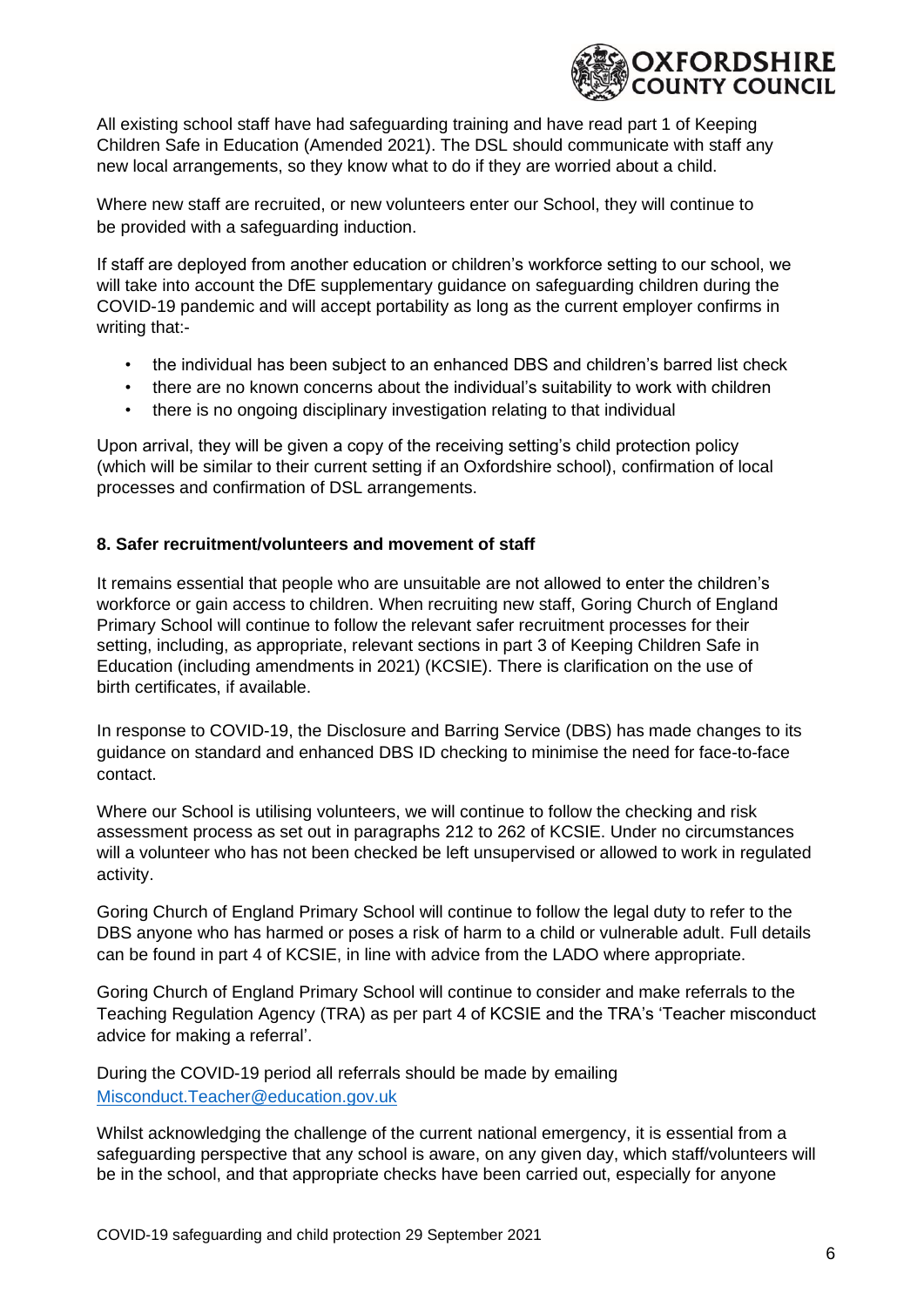All existing school staff have had safeguarding training and have read part 1 of Keeping Children Safe in Education (Amended 2021). The DSL should communicate with staff any new local arrangements, so they know what to do if they are worried about a child.

Where new staff are recruited, or new volunteers enter our School, they will continue to be provided with a safeguarding induction.

If staff are deployed from another education or children's workforce setting to our school, we will take into account the DfE supplementary guidance on safeguarding children during the COVID-19 pandemic and will accept portability as long as the current employer confirms in writing that:-

- the individual has been subject to an enhanced DBS and children's barred list check
- there are no known concerns about the individual's suitability to work with children
- there is no ongoing disciplinary investigation relating to that individual

Upon arrival, they will be given a copy of the receiving setting's child protection policy (which will be similar to their current setting if an Oxfordshire school), confirmation of local processes and confirmation of DSL arrangements.

**8. Safer recruitment/volunteers and movement of staff**

It remains essential that people who are unsuitable are not allowed to enter the children's workforce or gain access to children. When recruiting new staff, Goring Church of England Primary School will continue to follow the relevant safer recruitment processes for their setting, including, as appropriate, relevant sections in part 3 of Keeping Children Safe in Education (including amendments in 2021) (KCSIE). There is clarification on the use of birth certificates, if available.

In response to COVID-19, the Disclosure and Barring Service (DBS) has made changes to its guidance on standard and enhanced DBS ID checking to minimise the need for face-to-face contact.

Where our School is utilising volunteers, we will continue to follow the checking and risk assessment process as set out in paragraphs 212 to 262 of KCSIE. Under no circumstances will a volunteer who has not been checked be left unsupervised or allowed to work in regulated activity.

Goring Church of England Primary School will continue to follow the legal duty to refer to the DBS anyone who has harmed or poses a risk of harm to a child or vulnerable adult. Full details can be found in part 4 of KCSIE, in line with advice from the LADO where appropriate.

Goring Church of England Primary School will continue to consider and make referrals to the Teaching Regulation Agency (TRA) as per part 4 of KCSIE and the TRA's 'Teacher misconduct advice for making a referral'.

During the COVID-19 period all referrals should be made by emailing [Misconduct.Teacher@education.gov.uk](mailto:Misconduct.Teacher@education.gov.uk)

Whilst acknowledging the challenge of the current national emergency, it is essential from a safeguarding perspective that any school is aware, on any given day, which staff/volunteers will be in the school, and that appropriate checks have been carried out, especially for anyone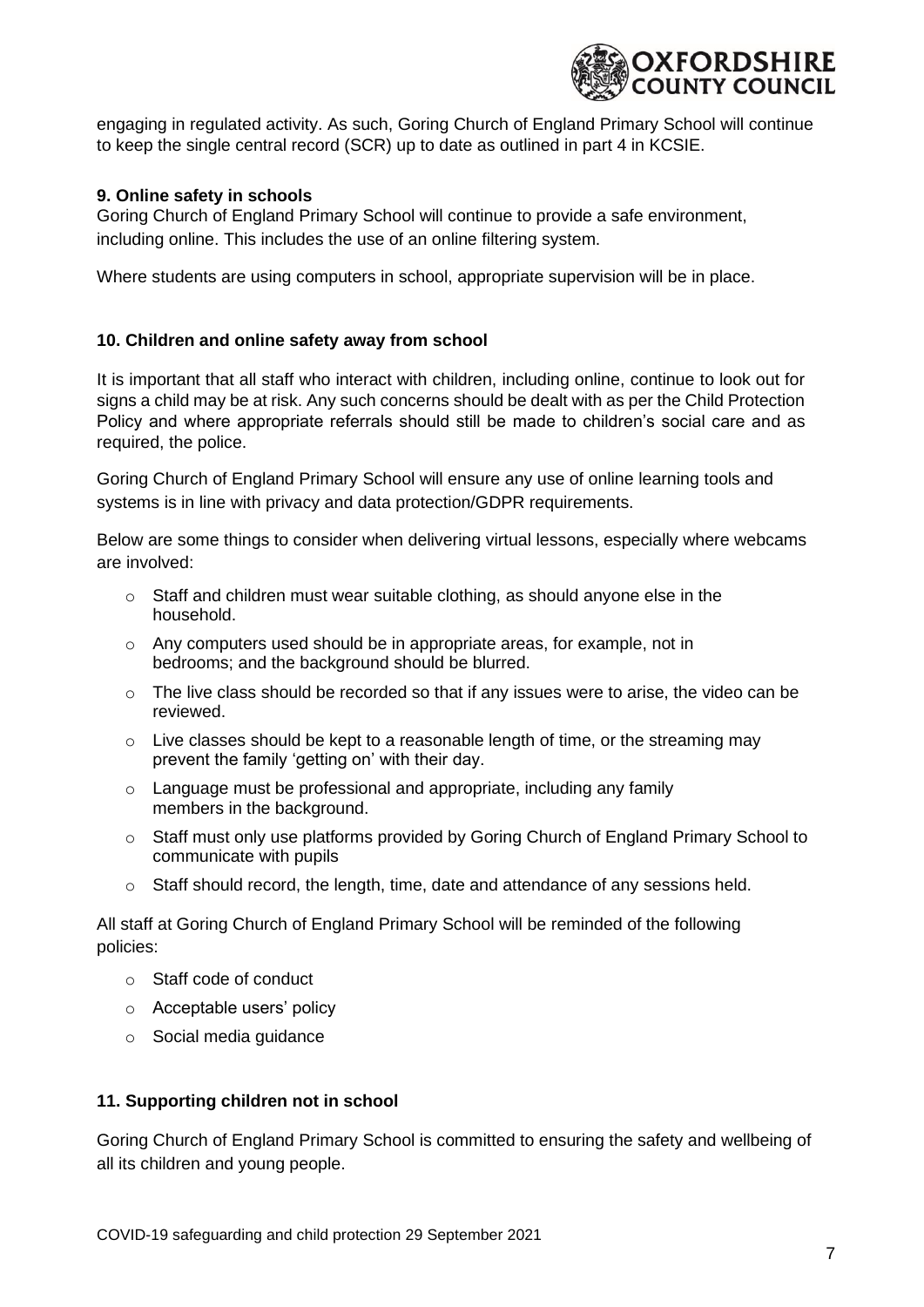engaging in regulated activity. As such, Goring Church of England Primary School will continue to keep the single central record (SCR) up to date as outlined in part 4 in KCSIE.

### 9. Online safety in schools

Goring Church of England Primary School will continue to provide a safe environment, including online. This includes the use of an online filtering system.

Where students are using computers in school, appropriate supervision will be in place.

### 10. Children and online safety away from school

It is important that all staff who interact with children, including online, continue to look out for signs a child may be at risk. Any such concerns should be dealt with as per the Child Protection Policy and where appropriate referrals should still be made to children's social care and as required, the police.

Goring Church of England Primary School will ensure any use of online learning tools and systems is in line with privacy and data protection/GDPR requirements.

Below are some things to consider when delivering virtual lessons, especially where webcams are involved:

- Staff and children must wear suitable clothing, as should anyone else in the household.
- Any computers used should be in appropriate areas, for example, not in bedrooms; and the background should be blurred.
- The live class should be recorded so that if any issues were to arise, the video can be reviewed.
- Live classes should be kept to a reasonable length of time, or the streaming may prevent the family 'getting on' with their day.
- Language must be professional and appropriate, including any family members in the background.
- Staff must only use platforms provided by Goring Church of England Primary School to communicate with pupils
- Staff should record, the length, time, date and attendance of any sessions held.

All staff at Goring Church of England Primary School will be reminded of the following policies:

- Staff code of conduct
- Acceptable users' policy
- Social media guidance

### 11. Supporting children not in school

Goring Church of England Primary School is committed to ensuring the safety and wellbeing of all its children and young people.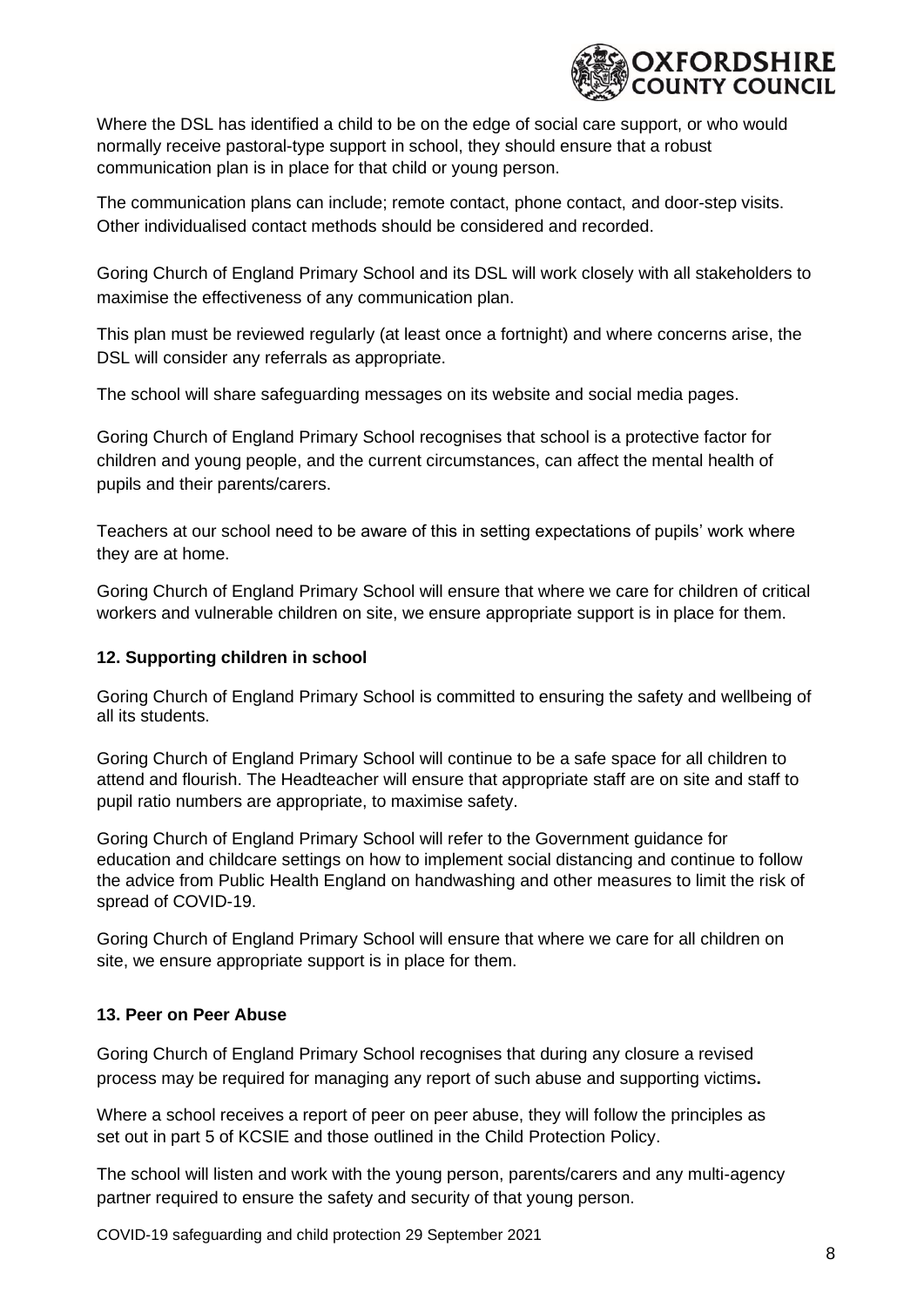Where the DSL has identified a child to be on the edge of social care support, or who would normally receive pastoral-type support in school, they should ensure that a robust communication plan is in place for that child or young person.

The communication plans can include; remote contact, phone contact, and door-step visits. Other individualised contact methods should be considered and recorded.

Goring Church of England Primary School and its DSL will work closely with all stakeholders to maximise the effectiveness of any communication plan.

This plan must be reviewed regularly (at least once a fortnight) and where concerns arise, the DSL will consider any referrals as appropriate.

The school will share safeguarding messages on its website and social media pages.

Goring Church of England Primary School recognises that school is a protective factor for children and young people, and the current circumstances, can affect the mental health of pupils and their parents/carers.

Teachers at our school need to be aware of this in setting expectations of pupils' work where they are at home.

Goring Church of England Primary School will ensure that where we care for children of critical workers and vulnerable children on site, we ensure appropriate support is in place for them.

### 12. Supporting children in school

Goring Church of England Primary School is committed to ensuring the safety and wellbeing of all its students.

Goring Church of England Primary School will continue to be a safe space for all children to attend and flourish. The Headteacher will ensure that appropriate staff are on site and staff to pupil ratio numbers are appropriate, to maximise safety.

Goring Church of England Primary School will refer to the Government guidance for education and childcare settings on how to implement social distancing and continue to follow the advice from Public Health England on handwashing and other measures to limit the risk of spread of COVID-19.

Goring Church of England Primary School will ensure that where we care for all children on site, we ensure appropriate support is in place for them.

### 13. Peer on Peer Abuse

Goring Church of England Primary School recognises that during any closure a revised process may be required for managing any report of such abuse and supporting victims**.**

Where a school receives a report of peer on peer abuse, they will follow the principles as set out in part 5 of KCSIE and those outlined in the Child Protection Policy.

The school will listen and work with the young person, parents/carers and any multi-agency partner required to ensure the safety and security of that young person.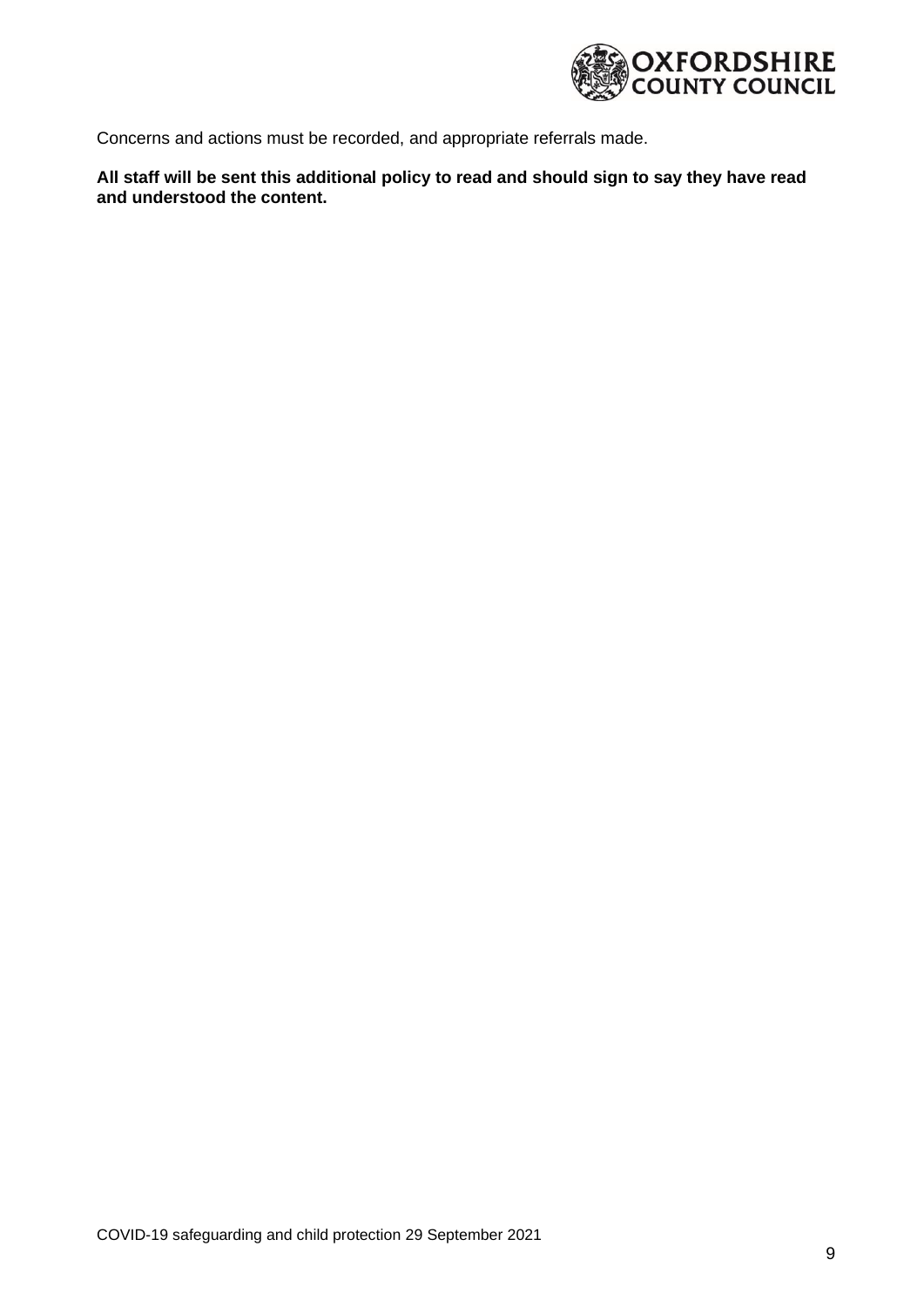Concerns and actions must be recorded, and appropriate referrals made.

**All staff will be sent this additional policy to read and should sign to say they have read and understood the content.**